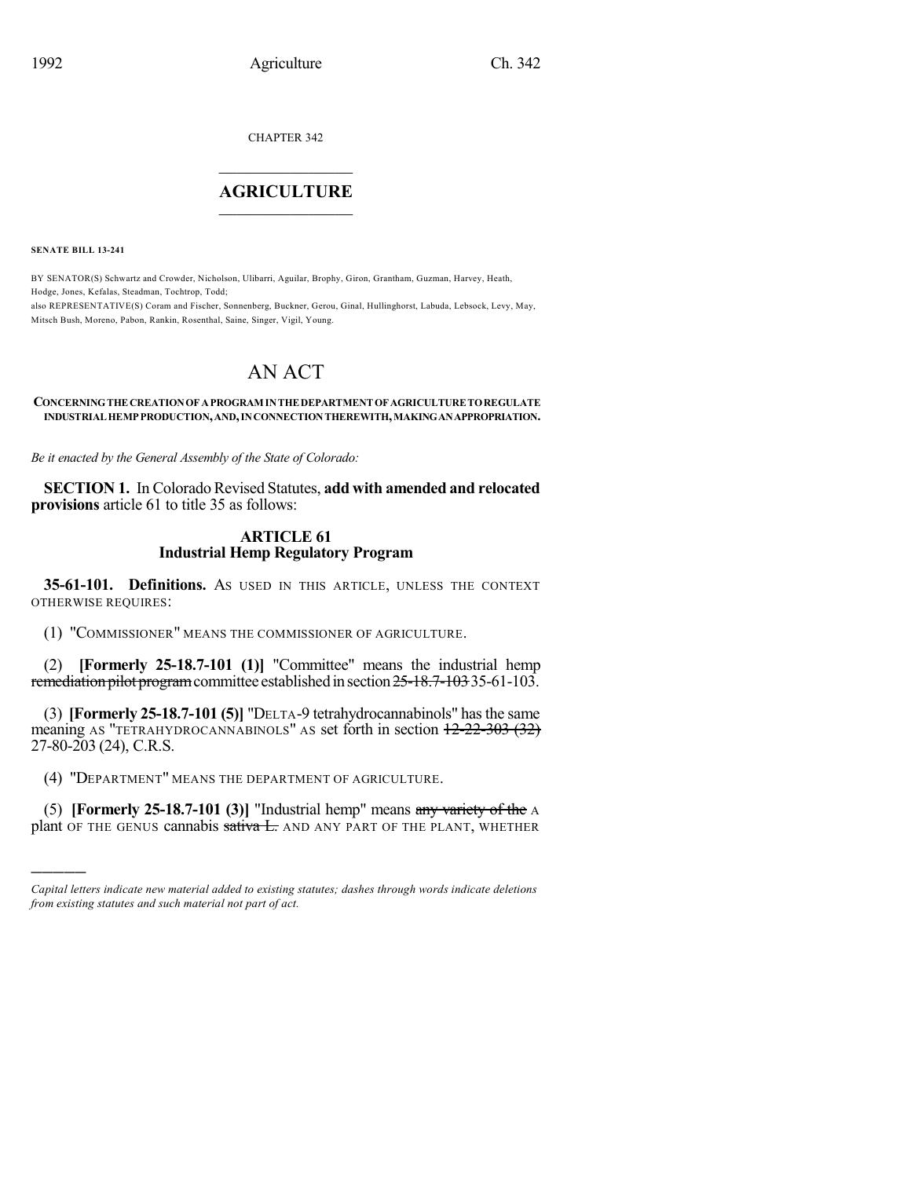CHAPTER 342

# AGRICULTURE

**SENATE BILL 13-241**

BY SENATOR(S) Schwartz and Crowder, Nicholson, Ulibarri, Aguilar, Brophy, Giron, Grantham, Guzman, Harvey, Heath, Hodge, Jones, Kefalas, Steadman, Tochtrop, Todd;
also REPRESENTATIVE(S) Coram and Fischer, Sonnenberg, Buckner, Gerou, Ginal, Hullinghorst, Labuda, Lebsock, Levy, May, Mitsch Bush, Moreno, Pabon, Rankin, Rosenthal, Saine, Singer, Vigil, Young.

# AN ACT

**CONCERNING THE CREATION OF A PROGRAM IN THE DEPARTMENT OF AGRICULTURE TO REGULATE INDUSTRIAL HEMP PRODUCTION, AND, IN CONNECTION THEREWITH, MAKING AN APPROPRIATION.**

*Be it enacted by the General Assembly of the State of Colorado:*

**SECTION 1.** In Colorado Revised Statutes, **add with amended and relocated provisions** article 61 to title 35 as follows:

## ARTICLE 61
## Industrial Hemp Regulatory Program

**35-61-101. Definitions.** AS USED IN THIS ARTICLE, UNLESS THE CONTEXT OTHERWISE REQUIRES:

(1) "COMMISSIONER" MEANS THE COMMISSIONER OF AGRICULTURE.

(2) **[Formerly 25-18.7-101 (1)]** "Committee" means the industrial hemp ~~remediation pilot program~~ committee established in section ~~25-18.7-103~~ 35-61-103.

(3) **[Formerly 25-18.7-101 (5)]** "DELTA-9 tetrahydrocannabinols" has the same meaning AS "TETRAHYDROCANNABINOLS" AS set forth in section ~~12-22-303 (32)~~ 27-80-203 (24), C.R.S.

(4) "DEPARTMENT" MEANS THE DEPARTMENT OF AGRICULTURE.

(5) **[Formerly 25-18.7-101 (3)]** "Industrial hemp" means ~~any variety of the~~ A plant OF THE GENUS cannabis ~~sativa L.~~ AND ANY PART OF THE PLANT, WHETHER

*Capital letters indicate new material added to existing statutes; dashes through words indicate deletions from existing statutes and such material not part of act.*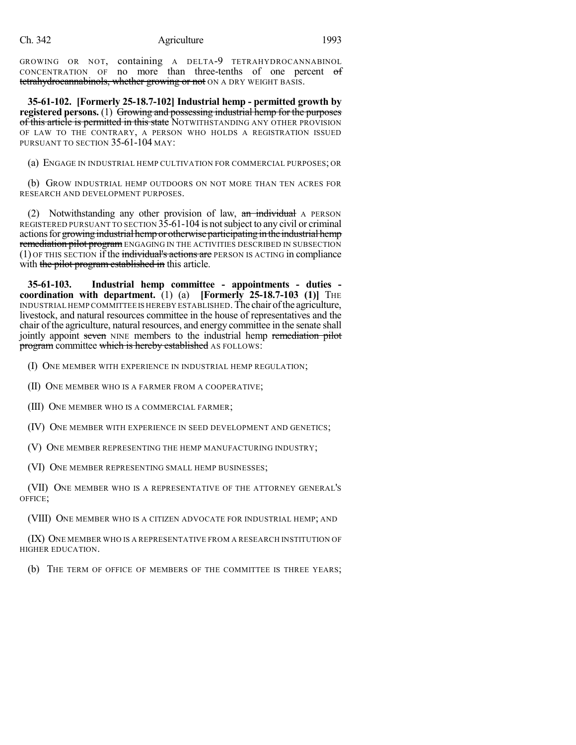GROWING OR NOT, containing A DELTA-9 TETRAHYDROCANNABINOL CONCENTRATION OF no more than three-tenths of one percent ~~of tetrahydrocannabinols, whether growing or not~~ ON A DRY WEIGHT BASIS.

**35-61-102. [Formerly 25-18.7-102] Industrial hemp - permitted growth by registered persons.** (1) ~~Growing and possessing industrial hemp for the purposes of this article is permitted in this state~~ NOTWITHSTANDING ANY OTHER PROVISION OF LAW TO THE CONTRARY, A PERSON WHO HOLDS A REGISTRATION ISSUED PURSUANT TO SECTION 35-61-104 MAY:

(a) ENGAGE IN INDUSTRIAL HEMP CULTIVATION FOR COMMERCIAL PURPOSES; OR

(b) GROW INDUSTRIAL HEMP OUTDOORS ON NOT MORE THAN TEN ACRES FOR RESEARCH AND DEVELOPMENT PURPOSES.

(2) Notwithstanding any other provision of law, ~~an individual~~ A PERSON REGISTERED PURSUANT TO SECTION 35-61-104 is not subject to any civil or criminal actions for ~~growing industrial hemp or otherwise participating in the industrial hemp remediation pilot program~~ ENGAGING IN THE ACTIVITIES DESCRIBED IN SUBSECTION (1) OF THIS SECTION if the ~~individual's actions are~~ PERSON IS ACTING in compliance with ~~the pilot program established in~~ this article.

**35-61-103. Industrial hemp committee - appointments - duties - coordination with department.** (1) (a) **[Formerly 25-18.7-103 (1)]** THE INDUSTRIAL HEMP COMMITTEE IS HEREBY ESTABLISHED. The chair of the agriculture, livestock, and natural resources committee in the house of representatives and the chair of the agriculture, natural resources, and energy committee in the senate shall jointly appoint ~~seven~~ NINE members to the industrial hemp ~~remediation pilot program~~ committee ~~which is hereby established~~ AS FOLLOWS:

(I) ONE MEMBER WITH EXPERIENCE IN INDUSTRIAL HEMP REGULATION;

(II) ONE MEMBER WHO IS A FARMER FROM A COOPERATIVE;

(III) ONE MEMBER WHO IS A COMMERCIAL FARMER;

(IV) ONE MEMBER WITH EXPERIENCE IN SEED DEVELOPMENT AND GENETICS;

(V) ONE MEMBER REPRESENTING THE HEMP MANUFACTURING INDUSTRY;

(VI) ONE MEMBER REPRESENTING SMALL HEMP BUSINESSES;

(VII) ONE MEMBER WHO IS A REPRESENTATIVE OF THE ATTORNEY GENERAL'S OFFICE;

(VIII) ONE MEMBER WHO IS A CITIZEN ADVOCATE FOR INDUSTRIAL HEMP; AND

(IX) ONE MEMBER WHO IS A REPRESENTATIVE FROM A RESEARCH INSTITUTION OF HIGHER EDUCATION.

(b) THE TERM OF OFFICE OF MEMBERS OF THE COMMITTEE IS THREE YEARS;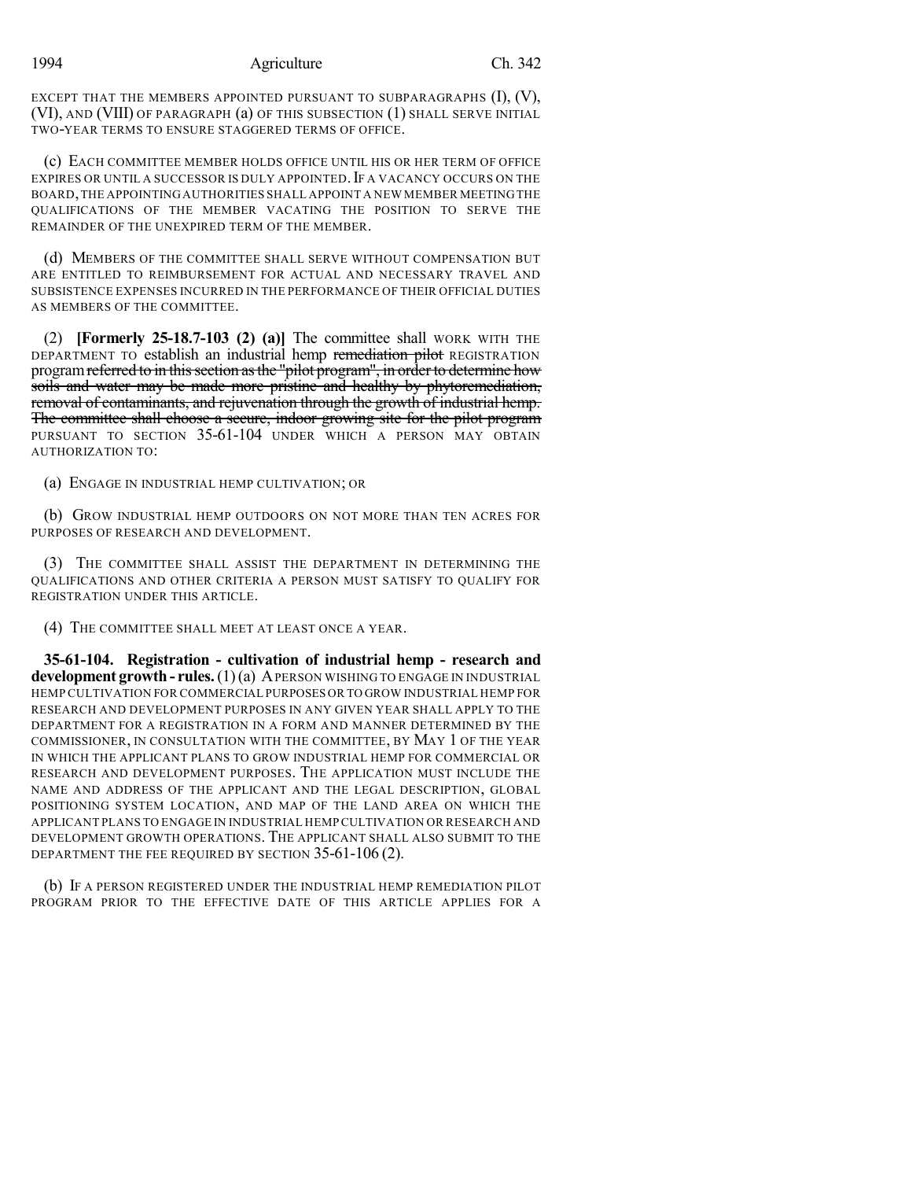EXCEPT THAT THE MEMBERS APPOINTED PURSUANT TO SUBPARAGRAPHS (I), (V), (VI), AND (VIII) OF PARAGRAPH (a) OF THIS SUBSECTION (1) SHALL SERVE INITIAL TWO-YEAR TERMS TO ENSURE STAGGERED TERMS OF OFFICE.

(c) EACH COMMITTEE MEMBER HOLDS OFFICE UNTIL HIS OR HER TERM OF OFFICE EXPIRES OR UNTIL A SUCCESSOR IS DULY APPOINTED. IF A VACANCY OCCURS ON THE BOARD, THE APPOINTING AUTHORITIES SHALL APPOINT A NEW MEMBER MEETING THE QUALIFICATIONS OF THE MEMBER VACATING THE POSITION TO SERVE THE REMAINDER OF THE UNEXPIRED TERM OF THE MEMBER.

(d) MEMBERS OF THE COMMITTEE SHALL SERVE WITHOUT COMPENSATION BUT ARE ENTITLED TO REIMBURSEMENT FOR ACTUAL AND NECESSARY TRAVEL AND SUBSISTENCE EXPENSES INCURRED IN THE PERFORMANCE OF THEIR OFFICIAL DUTIES AS MEMBERS OF THE COMMITTEE.

(2) **[Formerly 25-18.7-103 (2) (a)]** The committee shall WORK WITH THE DEPARTMENT TO establish an industrial hemp ~~remediation pilot~~ REGISTRATION program ~~referred to in this section as the "pilot program", in order to determine how soils and water may be made more pristine and healthy by phytoremediation, removal of contaminants, and rejuvenation through the growth of industrial hemp. The committee shall choose a secure, indoor growing site for the pilot program~~ PURSUANT TO SECTION 35-61-104 UNDER WHICH A PERSON MAY OBTAIN AUTHORIZATION TO:

(a) ENGAGE IN INDUSTRIAL HEMP CULTIVATION; OR

(b) GROW INDUSTRIAL HEMP OUTDOORS ON NOT MORE THAN TEN ACRES FOR PURPOSES OF RESEARCH AND DEVELOPMENT.

(3) THE COMMITTEE SHALL ASSIST THE DEPARTMENT IN DETERMINING THE QUALIFICATIONS AND OTHER CRITERIA A PERSON MUST SATISFY TO QUALIFY FOR REGISTRATION UNDER THIS ARTICLE.

(4) THE COMMITTEE SHALL MEET AT LEAST ONCE A YEAR.

**35-61-104. Registration - cultivation of industrial hemp - research and development growth - rules.** (1) (a) A PERSON WISHING TO ENGAGE IN INDUSTRIAL HEMP CULTIVATION FOR COMMERCIAL PURPOSES OR TO GROW INDUSTRIAL HEMP FOR RESEARCH AND DEVELOPMENT PURPOSES IN ANY GIVEN YEAR SHALL APPLY TO THE DEPARTMENT FOR A REGISTRATION IN A FORM AND MANNER DETERMINED BY THE COMMISSIONER, IN CONSULTATION WITH THE COMMITTEE, BY MAY 1 OF THE YEAR IN WHICH THE APPLICANT PLANS TO GROW INDUSTRIAL HEMP FOR COMMERCIAL OR RESEARCH AND DEVELOPMENT PURPOSES. THE APPLICATION MUST INCLUDE THE NAME AND ADDRESS OF THE APPLICANT AND THE LEGAL DESCRIPTION, GLOBAL POSITIONING SYSTEM LOCATION, AND MAP OF THE LAND AREA ON WHICH THE APPLICANT PLANS TO ENGAGE IN INDUSTRIAL HEMP CULTIVATION OR RESEARCH AND DEVELOPMENT GROWTH OPERATIONS. THE APPLICANT SHALL ALSO SUBMIT TO THE DEPARTMENT THE FEE REQUIRED BY SECTION 35-61-106 (2).

(b) IF A PERSON REGISTERED UNDER THE INDUSTRIAL HEMP REMEDIATION PILOT PROGRAM PRIOR TO THE EFFECTIVE DATE OF THIS ARTICLE APPLIES FOR A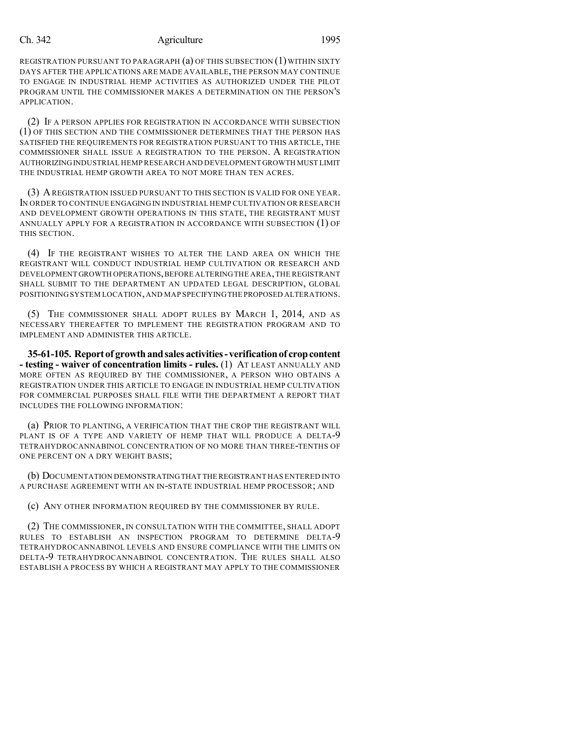REGISTRATION PURSUANT TO PARAGRAPH (a) OF THIS SUBSECTION (1) WITHIN SIXTY DAYS AFTER THE APPLICATIONS ARE MADE AVAILABLE, THE PERSON MAY CONTINUE TO ENGAGE IN INDUSTRIAL HEMP ACTIVITIES AS AUTHORIZED UNDER THE PILOT PROGRAM UNTIL THE COMMISSIONER MAKES A DETERMINATION ON THE PERSON'S APPLICATION.

(2) IF A PERSON APPLIES FOR REGISTRATION IN ACCORDANCE WITH SUBSECTION (1) OF THIS SECTION AND THE COMMISSIONER DETERMINES THAT THE PERSON HAS SATISFIED THE REQUIREMENTS FOR REGISTRATION PURSUANT TO THIS ARTICLE, THE COMMISSIONER SHALL ISSUE A REGISTRATION TO THE PERSON. A REGISTRATION AUTHORIZING INDUSTRIAL HEMP RESEARCH AND DEVELOPMENT GROWTH MUST LIMIT THE INDUSTRIAL HEMP GROWTH AREA TO NOT MORE THAN TEN ACRES.

(3) A REGISTRATION ISSUED PURSUANT TO THIS SECTION IS VALID FOR ONE YEAR. IN ORDER TO CONTINUE ENGAGING IN INDUSTRIAL HEMP CULTIVATION OR RESEARCH AND DEVELOPMENT GROWTH OPERATIONS IN THIS STATE, THE REGISTRANT MUST ANNUALLY APPLY FOR A REGISTRATION IN ACCORDANCE WITH SUBSECTION (1) OF THIS SECTION.

(4) IF THE REGISTRANT WISHES TO ALTER THE LAND AREA ON WHICH THE REGISTRANT WILL CONDUCT INDUSTRIAL HEMP CULTIVATION OR RESEARCH AND DEVELOPMENT GROWTH OPERATIONS, BEFORE ALTERING THE AREA, THE REGISTRANT SHALL SUBMIT TO THE DEPARTMENT AN UPDATED LEGAL DESCRIPTION, GLOBAL POSITIONING SYSTEM LOCATION, AND MAP SPECIFYING THE PROPOSED ALTERATIONS.

(5) THE COMMISSIONER SHALL ADOPT RULES BY MARCH 1, 2014, AND AS NECESSARY THEREAFTER TO IMPLEMENT THE REGISTRATION PROGRAM AND TO IMPLEMENT AND ADMINISTER THIS ARTICLE.

**35-61-105. Report of growth and sales activities - verification of crop content - testing - waiver of concentration limits - rules.** (1) AT LEAST ANNUALLY AND MORE OFTEN AS REQUIRED BY THE COMMISSIONER, A PERSON WHO OBTAINS A REGISTRATION UNDER THIS ARTICLE TO ENGAGE IN INDUSTRIAL HEMP CULTIVATION FOR COMMERCIAL PURPOSES SHALL FILE WITH THE DEPARTMENT A REPORT THAT INCLUDES THE FOLLOWING INFORMATION:

(a) PRIOR TO PLANTING, A VERIFICATION THAT THE CROP THE REGISTRANT WILL PLANT IS OF A TYPE AND VARIETY OF HEMP THAT WILL PRODUCE A DELTA-9 TETRAHYDROCANNABINOL CONCENTRATION OF NO MORE THAN THREE-TENTHS OF ONE PERCENT ON A DRY WEIGHT BASIS;

(b) DOCUMENTATION DEMONSTRATING THAT THE REGISTRANT HAS ENTERED INTO A PURCHASE AGREEMENT WITH AN IN-STATE INDUSTRIAL HEMP PROCESSOR; AND

(c) ANY OTHER INFORMATION REQUIRED BY THE COMMISSIONER BY RULE.

(2) THE COMMISSIONER, IN CONSULTATION WITH THE COMMITTEE, SHALL ADOPT RULES TO ESTABLISH AN INSPECTION PROGRAM TO DETERMINE DELTA-9 TETRAHYDROCANNABINOL LEVELS AND ENSURE COMPLIANCE WITH THE LIMITS ON DELTA-9 TETRAHYDROCANNABINOL CONCENTRATION. THE RULES SHALL ALSO ESTABLISH A PROCESS BY WHICH A REGISTRANT MAY APPLY TO THE COMMISSIONER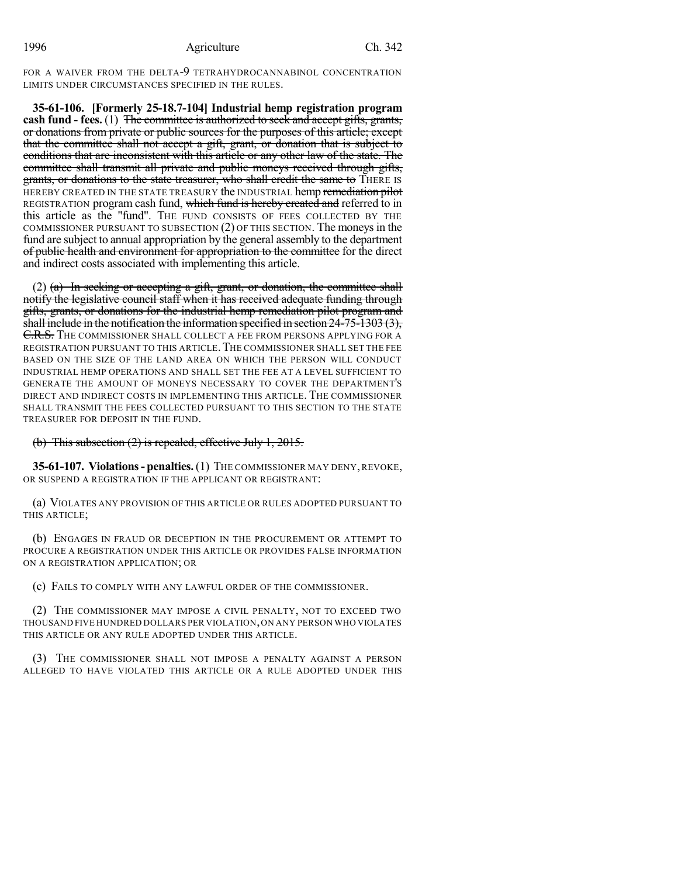FOR A WAIVER FROM THE DELTA-9 TETRAHYDROCANNABINOL CONCENTRATION LIMITS UNDER CIRCUMSTANCES SPECIFIED IN THE RULES.

**35-61-106. [Formerly 25-18.7-104] Industrial hemp registration program cash fund - fees.** (1) ~~The committee is authorized to seek and accept gifts, grants, or donations from private or public sources for the purposes of this article; except that the committee shall not accept a gift, grant, or donation that is subject to conditions that are inconsistent with this article or any other law of the state. The committee shall transmit all private and public moneys received through gifts, grants, or donations to the state treasurer, who shall credit the same to~~ THERE IS HEREBY CREATED IN THE STATE TREASURY the INDUSTRIAL hemp ~~remediation pilot~~ REGISTRATION program cash fund, ~~which fund is hereby created and~~ referred to in this article as the "fund". THE FUND CONSISTS OF FEES COLLECTED BY THE COMMISSIONER PURSUANT TO SUBSECTION (2) OF THIS SECTION. The moneys in the fund are subject to annual appropriation by the general assembly to the department ~~of public health and environment for appropriation to the committee~~ for the direct and indirect costs associated with implementing this article.

(2) ~~(a) In seeking or accepting a gift, grant, or donation, the committee shall notify the legislative council staff when it has received adequate funding through gifts, grants, or donations for the industrial hemp remediation pilot program and shall include in the notification the information specified in section 24-75-1303 (3), C.R.S.~~ THE COMMISSIONER SHALL COLLECT A FEE FROM PERSONS APPLYING FOR A REGISTRATION PURSUANT TO THIS ARTICLE. THE COMMISSIONER SHALL SET THE FEE BASED ON THE SIZE OF THE LAND AREA ON WHICH THE PERSON WILL CONDUCT INDUSTRIAL HEMP OPERATIONS AND SHALL SET THE FEE AT A LEVEL SUFFICIENT TO GENERATE THE AMOUNT OF MONEYS NECESSARY TO COVER THE DEPARTMENT'S DIRECT AND INDIRECT COSTS IN IMPLEMENTING THIS ARTICLE. THE COMMISSIONER SHALL TRANSMIT THE FEES COLLECTED PURSUANT TO THIS SECTION TO THE STATE TREASURER FOR DEPOSIT IN THE FUND.

~~(b) This subsection (2) is repealed, effective July 1, 2015.~~

**35-61-107. Violations - penalties.** (1) THE COMMISSIONER MAY DENY, REVOKE, OR SUSPEND A REGISTRATION IF THE APPLICANT OR REGISTRANT:

(a) VIOLATES ANY PROVISION OF THIS ARTICLE OR RULES ADOPTED PURSUANT TO THIS ARTICLE;

(b) ENGAGES IN FRAUD OR DECEPTION IN THE PROCUREMENT OR ATTEMPT TO PROCURE A REGISTRATION UNDER THIS ARTICLE OR PROVIDES FALSE INFORMATION ON A REGISTRATION APPLICATION; OR

(c) FAILS TO COMPLY WITH ANY LAWFUL ORDER OF THE COMMISSIONER.

(2) THE COMMISSIONER MAY IMPOSE A CIVIL PENALTY, NOT TO EXCEED TWO THOUSAND FIVE HUNDRED DOLLARS PER VIOLATION, ON ANY PERSON WHO VIOLATES THIS ARTICLE OR ANY RULE ADOPTED UNDER THIS ARTICLE.

(3) THE COMMISSIONER SHALL NOT IMPOSE A PENALTY AGAINST A PERSON ALLEGED TO HAVE VIOLATED THIS ARTICLE OR A RULE ADOPTED UNDER THIS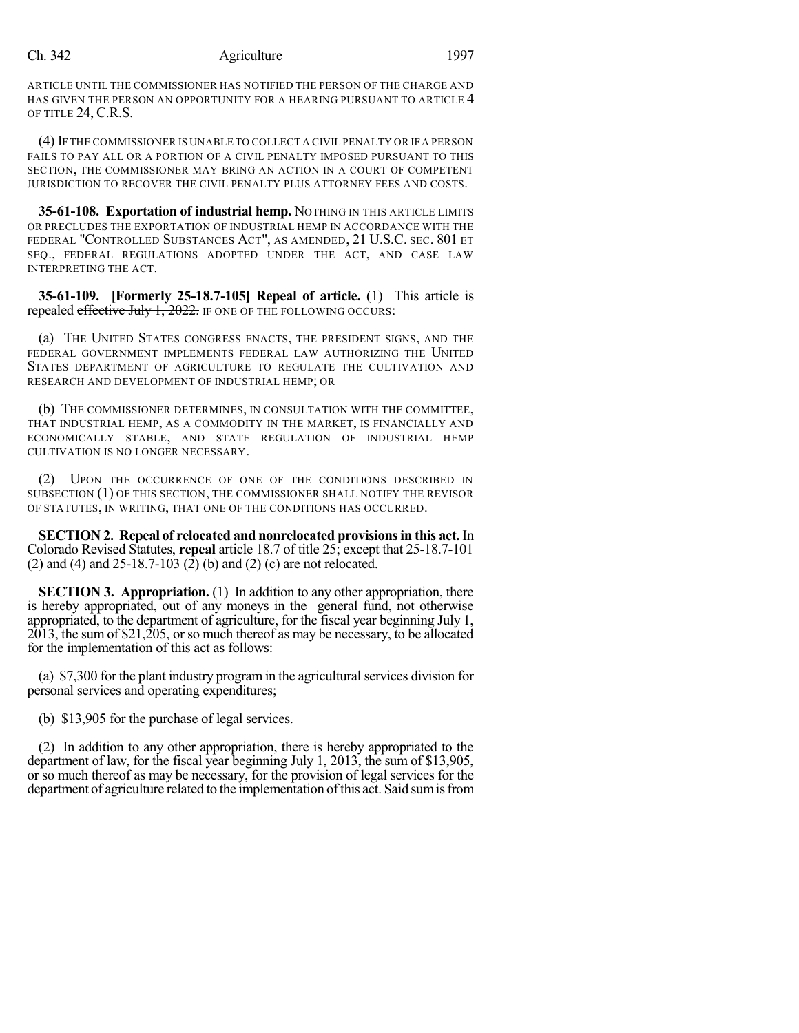ARTICLE UNTIL THE COMMISSIONER HAS NOTIFIED THE PERSON OF THE CHARGE AND HAS GIVEN THE PERSON AN OPPORTUNITY FOR A HEARING PURSUANT TO ARTICLE 4 OF TITLE 24, C.R.S.

(4) IF THE COMMISSIONER IS UNABLE TO COLLECT A CIVIL PENALTY OR IF A PERSON FAILS TO PAY ALL OR A PORTION OF A CIVIL PENALTY IMPOSED PURSUANT TO THIS SECTION, THE COMMISSIONER MAY BRING AN ACTION IN A COURT OF COMPETENT JURISDICTION TO RECOVER THE CIVIL PENALTY PLUS ATTORNEY FEES AND COSTS.

**35-61-108. Exportation of industrial hemp.** NOTHING IN THIS ARTICLE LIMITS OR PRECLUDES THE EXPORTATION OF INDUSTRIAL HEMP IN ACCORDANCE WITH THE FEDERAL "CONTROLLED SUBSTANCES ACT", AS AMENDED, 21 U.S.C. SEC. 801 ET SEQ., FEDERAL REGULATIONS ADOPTED UNDER THE ACT, AND CASE LAW INTERPRETING THE ACT.

**35-61-109. [Formerly 25-18.7-105] Repeal of article.** (1) This article is repealed ~~effective July 1, 2022.~~ IF ONE OF THE FOLLOWING OCCURS:

(a) THE UNITED STATES CONGRESS ENACTS, THE PRESIDENT SIGNS, AND THE FEDERAL GOVERNMENT IMPLEMENTS FEDERAL LAW AUTHORIZING THE UNITED STATES DEPARTMENT OF AGRICULTURE TO REGULATE THE CULTIVATION AND RESEARCH AND DEVELOPMENT OF INDUSTRIAL HEMP; OR

(b) THE COMMISSIONER DETERMINES, IN CONSULTATION WITH THE COMMITTEE, THAT INDUSTRIAL HEMP, AS A COMMODITY IN THE MARKET, IS FINANCIALLY AND ECONOMICALLY STABLE, AND STATE REGULATION OF INDUSTRIAL HEMP CULTIVATION IS NO LONGER NECESSARY.

(2) UPON THE OCCURRENCE OF ONE OF THE CONDITIONS DESCRIBED IN SUBSECTION (1) OF THIS SECTION, THE COMMISSIONER SHALL NOTIFY THE REVISOR OF STATUTES, IN WRITING, THAT ONE OF THE CONDITIONS HAS OCCURRED.

**SECTION 2. Repeal of relocated and nonrelocated provisions in this act.** In Colorado Revised Statutes, **repeal** article 18.7 of title 25; except that 25-18.7-101 (2) and (4) and 25-18.7-103 (2) (b) and (2) (c) are not relocated.

**SECTION 3. Appropriation.** (1) In addition to any other appropriation, there is hereby appropriated, out of any moneys in the general fund, not otherwise appropriated, to the department of agriculture, for the fiscal year beginning July 1, 2013, the sum of $21,205, or so much thereof as may be necessary, to be allocated for the implementation of this act as follows:

(a) $7,300 for the plant industry program in the agricultural services division for personal services and operating expenditures;

(b) $13,905 for the purchase of legal services.

(2) In addition to any other appropriation, there is hereby appropriated to the department of law, for the fiscal year beginning July 1, 2013, the sum of $13,905, or so much thereof as may be necessary, for the provision of legal services for the department of agriculture related to the implementation of this act. Said sum is from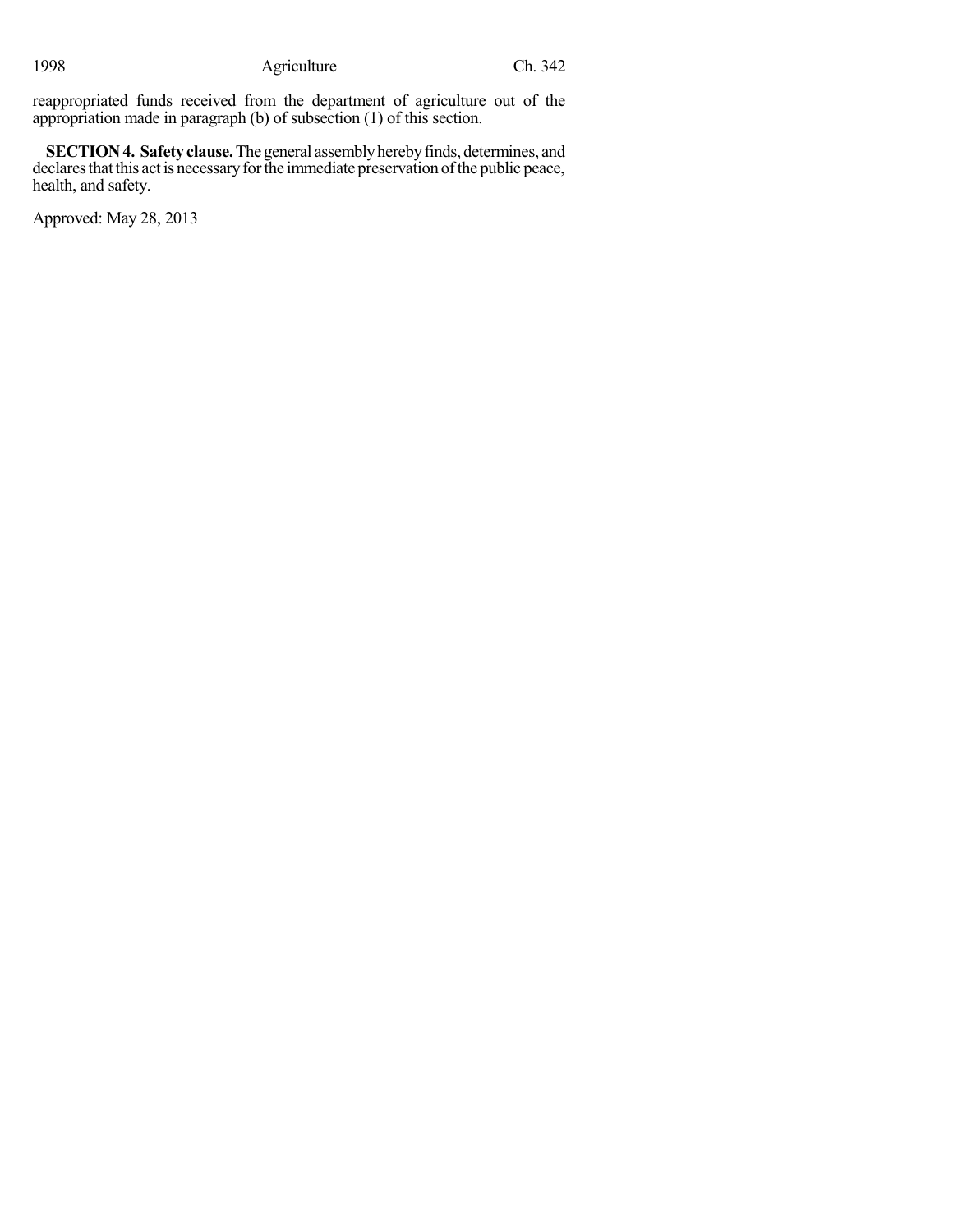reappropriated funds received from the department of agriculture out of the appropriation made in paragraph (b) of subsection (1) of this section.

**SECTION 4. Safety clause.** The general assembly hereby finds, determines, and declares that this act is necessary for the immediate preservation of the public peace, health, and safety.

Approved: May 28, 2013